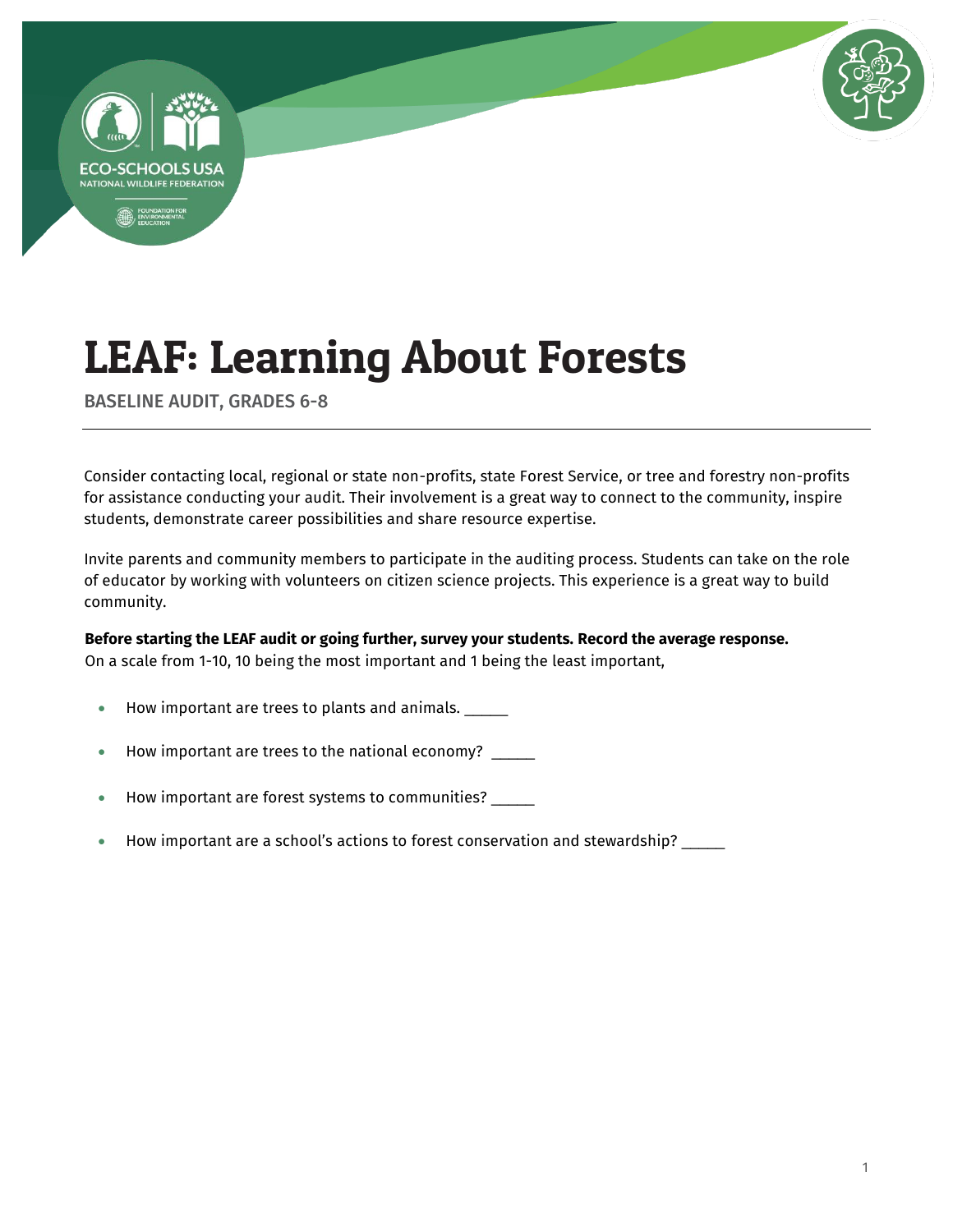# LEAF: Learning About Forests

BASELINE AUDIT, GRADES 6-8

Consider contacting local, regional or state non-profits, state Forest Service, or tree and forestry non-profits for assistance conducting your audit. Their involvement is a great way to connect to the community, inspire students, demonstrate career possibilities and share resource expertise.

Invite parents and community members to participate in the auditing process. Students can take on the role of educator by working with volunteers on citizen science projects. This experience is a great way to build community.

**Before starting the LEAF audit or going further, survey your students. Record the average response.**
On a scale from 1-10, 10 being the most important and 1 being the least important,

- How important are trees to plants and animals. _____
- How important are trees to the national economy? _____
- How important are forest systems to communities? _____
- How important are a school's actions to forest conservation and stewardship? _____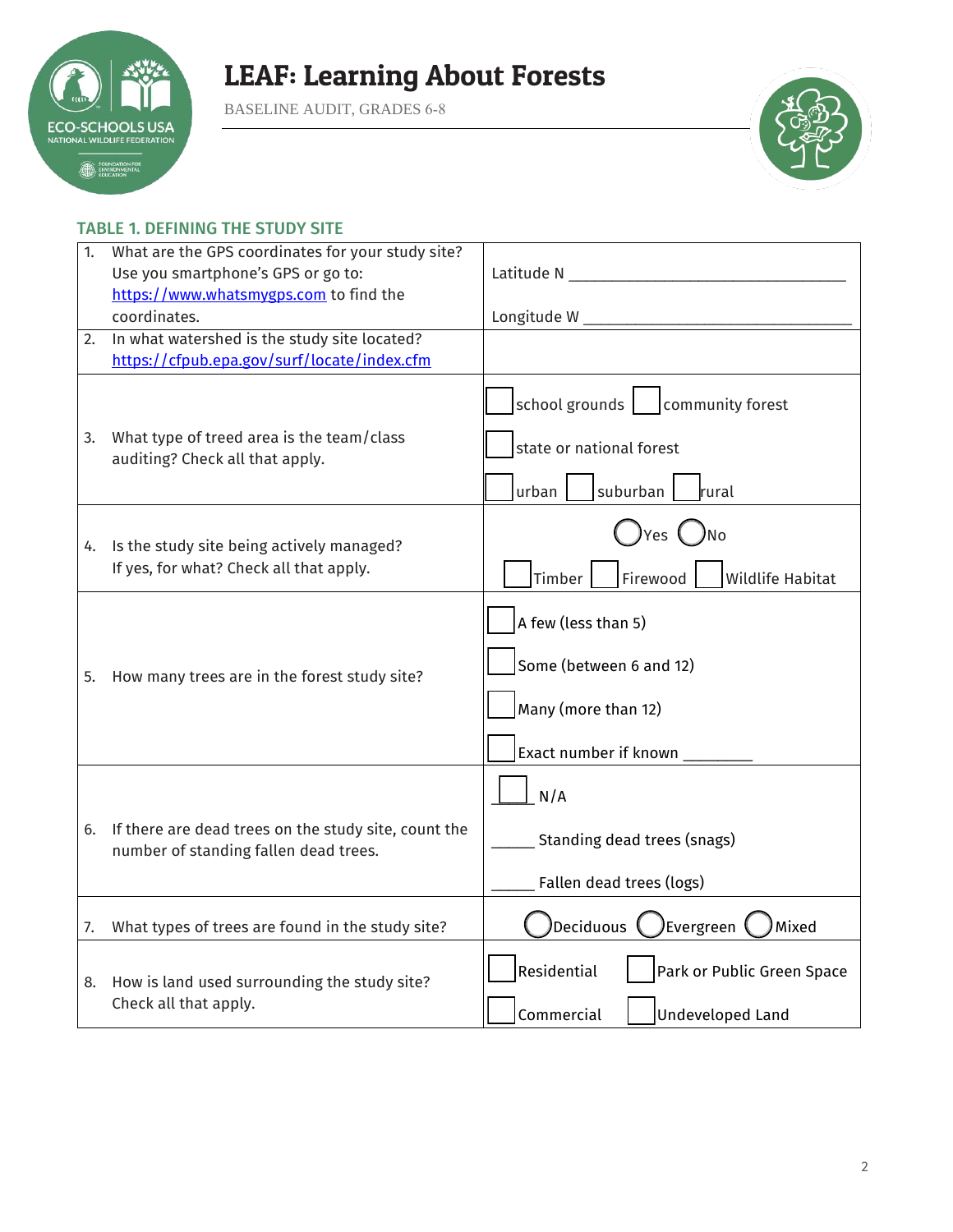# LEAF: Learning About Forests

BASELINE AUDIT, GRADES 6-8

## TABLE 1. DEFINING THE STUDY SITE

| Question | Response |
| --- | --- |
| 1. What are the GPS coordinates for your study site? Use you smartphone's GPS or go to: https://www.whatsmygps.com to find the coordinates. | Latitude N ________________________________<br>Longitude W ________________________________ |
| 2. In what watershed is the study site located? https://cfpub.epa.gov/surf/locate/index.cfm | |
| 3. What type of treed area is the team/class auditing? Check all that apply. | ☐ school grounds ☐ community forest<br>☐ state or national forest<br>☐ urban ☐ suburban ☐ rural |
| 4. Is the study site being actively managed? If yes, for what? Check all that apply. | ◯ Yes ◯ No<br>☐ Timber ☐ Firewood ☐ Wildlife Habitat |
| 5. How many trees are in the forest study site? | ☐ A few (less than 5)<br>☐ Some (between 6 and 12)<br>☐ Many (more than 12)<br>☐ Exact number if known ________ |
| 6. If there are dead trees on the study site, count the number of standing fallen dead trees. | ☐ N/A<br>_____ Standing dead trees (snags)<br>_____ Fallen dead trees (logs) |
| 7. What types of trees are found in the study site? | ◯ Deciduous ◯ Evergreen ◯ Mixed |
| 8. How is land used surrounding the study site? Check all that apply. | ☐ Residential ☐ Park or Public Green Space<br>☐ Commercial ☐ Undeveloped Land |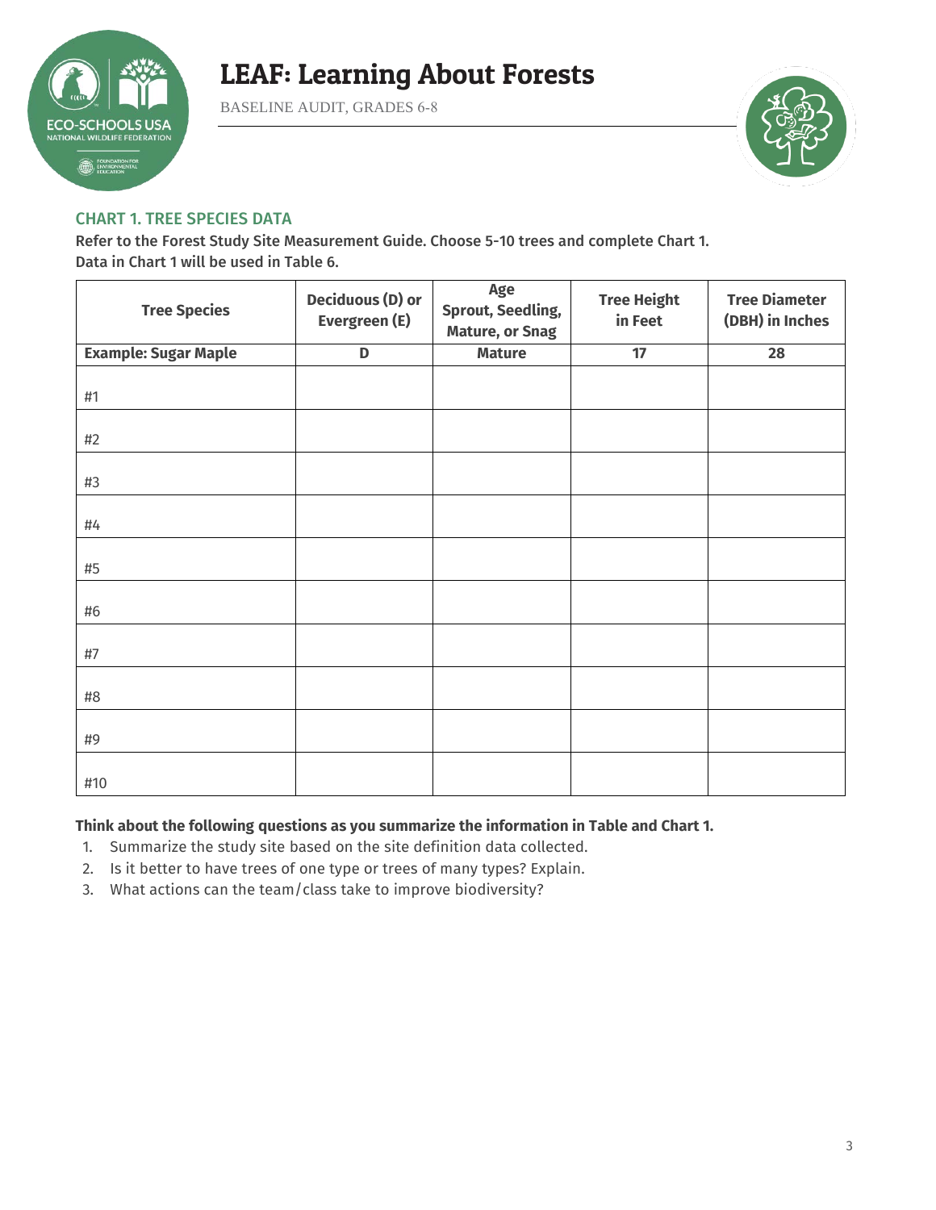## CHART 1. TREE SPECIES DATA

**Refer to the Forest Study Site Measurement Guide. Choose 5-10 trees and complete Chart 1. Data in Chart 1 will be used in Table 6.**

| Tree Species | Deciduous (D) or Evergreen (E) | Age Sprout, Seedling, Mature, or Snag | Tree Height in Feet | Tree Diameter (DBH) in Inches |
|---|---|---|---|---|
| **Example: Sugar Maple** | **D** | **Mature** | **17** | **28** |
| #1 | | | | |
| #2 | | | | |
| #3 | | | | |
| #4 | | | | |
| #5 | | | | |
| #6 | | | | |
| #7 | | | | |
| #8 | | | | |
| #9 | | | | |
| #10 | | | | |

**Think about the following questions as you summarize the information in Table and Chart 1.**

1. Summarize the study site based on the site definition data collected.
2. Is it better to have trees of one type or trees of many types? Explain.
3. What actions can the team/class take to improve biodiversity?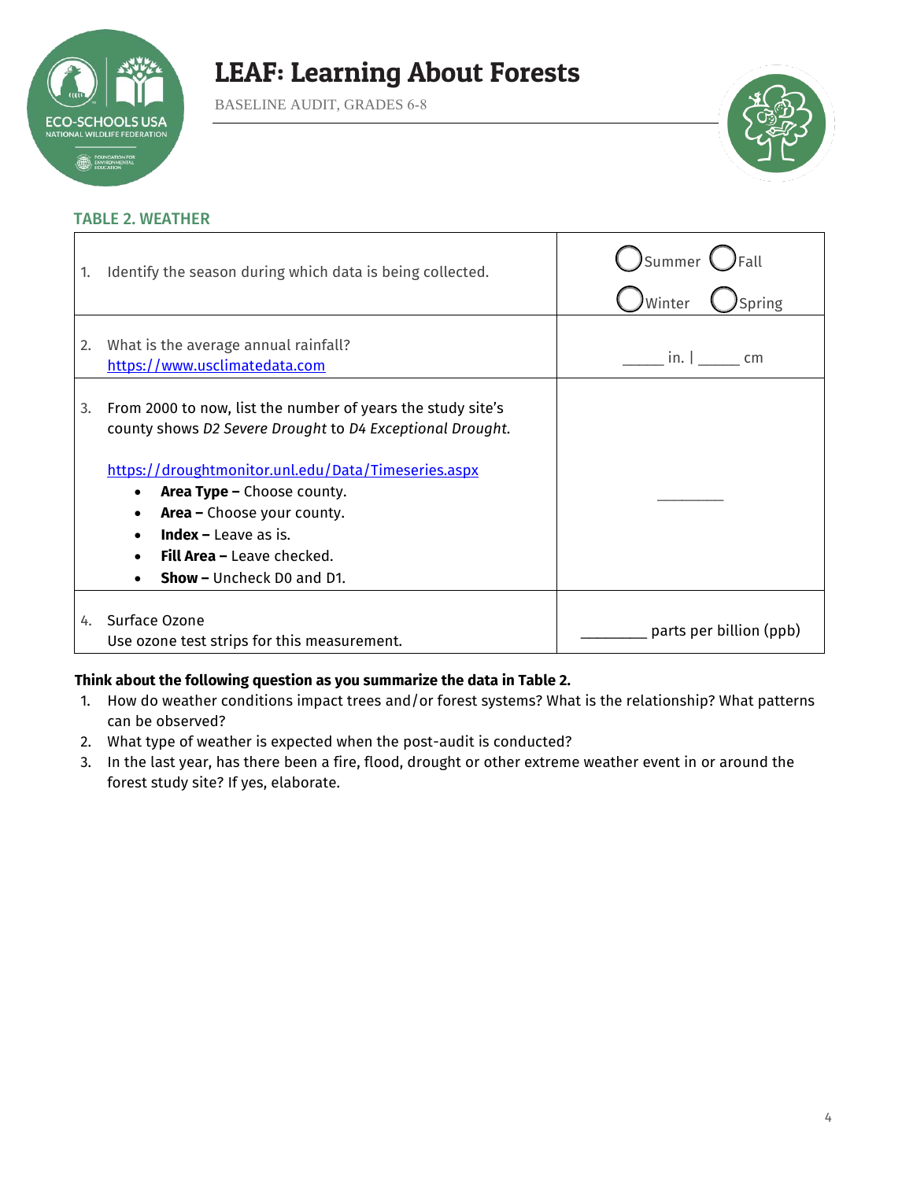# LEAF: Learning About Forests

BASELINE AUDIT, GRADES 6-8

## TABLE 2. WEATHER

| | |
|---|---|
| 1. Identify the season during which data is being collected. | ◯ Summer ◯ Fall ◯ Winter ◯ Spring |
| 2. What is the average annual rainfall? https://www.usclimatedata.com | _____ in. \| _____ cm |
| 3. From 2000 to now, list the number of years the study site's county shows *D2 Severe Drought* to *D4 Exceptional Drought*. <br><br> https://droughtmonitor.unl.edu/Data/Timeseries.aspx <br> • **Area Type –** Choose county. <br> • **Area –** Choose your county. <br> • **Index –** Leave as is. <br> • **Fill Area –** Leave checked. <br> • **Show –** Uncheck D0 and D1. | ________ |
| 4. Surface Ozone <br> Use ozone test strips for this measurement. | ________ parts per billion (ppb) |

**Think about the following question as you summarize the data in Table 2.**

1. How do weather conditions impact trees and/or forest systems? What is the relationship? What patterns can be observed?
2. What type of weather is expected when the post-audit is conducted?
3. In the last year, has there been a fire, flood, drought or other extreme weather event in or around the forest study site? If yes, elaborate.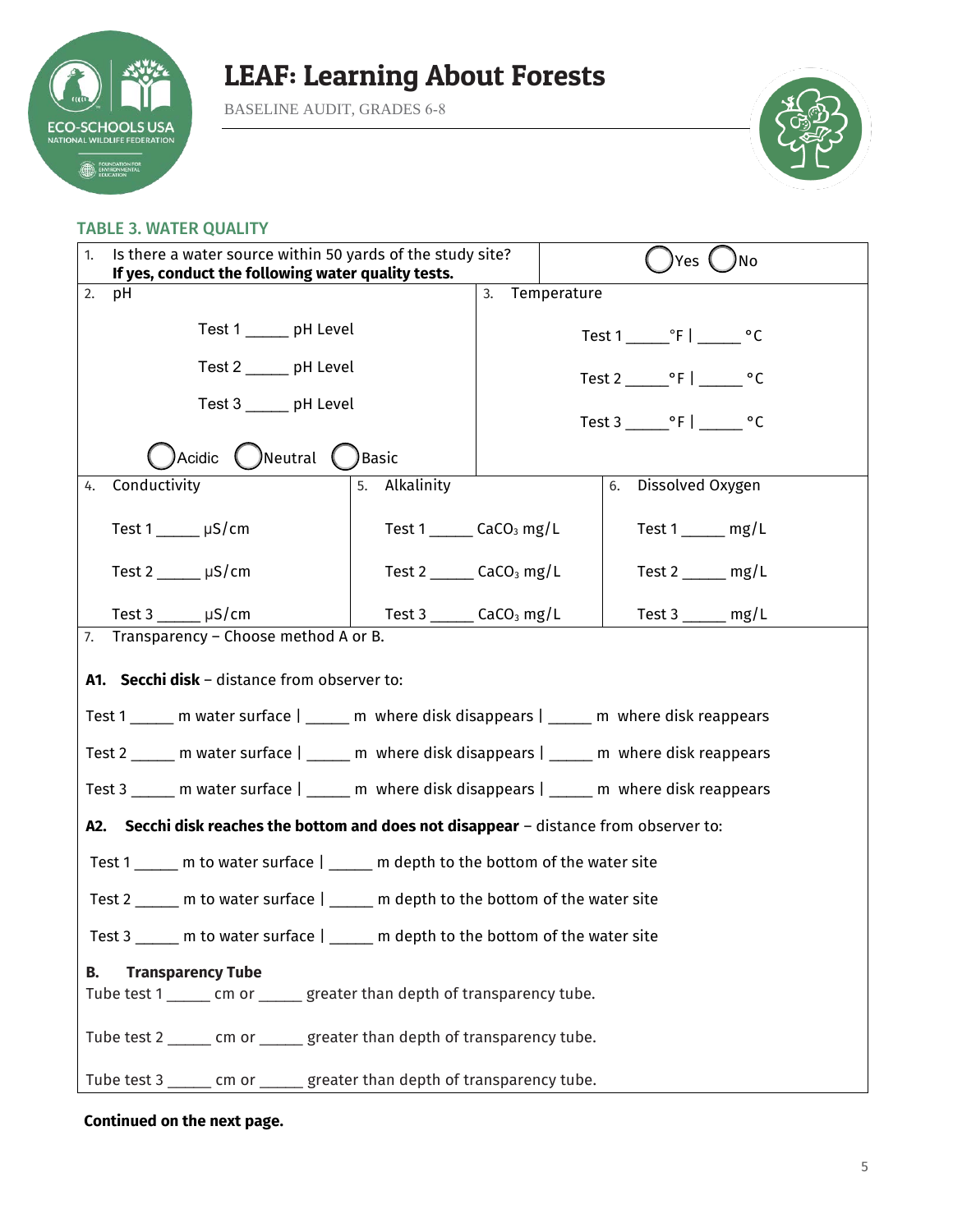# LEAF: Learning About Forests

BASELINE AUDIT, GRADES 6-8

## TABLE 3. WATER QUALITY

1. Is there a water source within 50 yards of the study site? **If yes, conduct the following water quality tests.** ◯ Yes ◯ No

2. pH

Test 1 _____ pH Level

Test 2 _____ pH Level

Test 3 _____ pH Level

◯ Acidic ◯ Neutral ◯ Basic

3. Temperature

Test 1 _____ °F | _____ °C

Test 2 _____ °F | _____ °C

Test 3 _____ °F | _____ °C

4. Conductivity

Test 1 _____ μS/cm

Test 2 _____ μS/cm

Test 3 _____ μS/cm

5. Alkalinity

Test 1 _____ $CaCO_3$ mg/L

Test 2 _____ $CaCO_3$ mg/L

Test 3 _____ $CaCO_3$ mg/L

6. Dissolved Oxygen

Test 1 _____ mg/L

Test 2 _____ mg/L

Test 3 _____ mg/L

7. Transparency – Choose method A or B.

**A1. Secchi disk** – distance from observer to:

Test 1 _____ m water surface | _____ m where disk disappears | _____ m where disk reappears

Test 2 _____ m water surface | _____ m where disk disappears | _____ m where disk reappears

Test 3 _____ m water surface | _____ m where disk disappears | _____ m where disk reappears

**A2. Secchi disk reaches the bottom and does not disappear** – distance from observer to:

Test 1 _____ m to water surface | _____ m depth to the bottom of the water site

Test 2 _____ m to water surface | _____ m depth to the bottom of the water site

Test 3 _____ m to water surface | _____ m depth to the bottom of the water site

**B. Transparency Tube**

Tube test 1 _____ cm or _____ greater than depth of transparency tube.

Tube test 2 _____ cm or _____ greater than depth of transparency tube.

Tube test 3 _____ cm or _____ greater than depth of transparency tube.

**Continued on the next page.**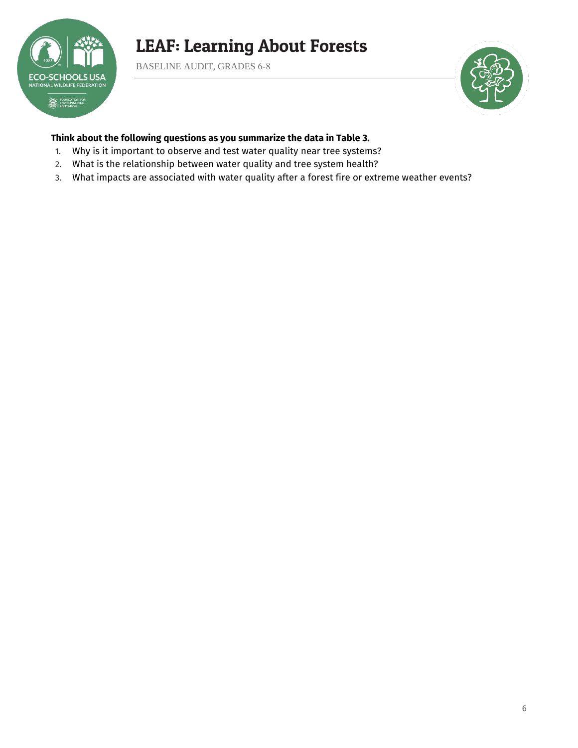**Think about the following questions as you summarize the data in Table 3.**

1. Why is it important to observe and test water quality near tree systems?
2. What is the relationship between water quality and tree system health?
3. What impacts are associated with water quality after a forest fire or extreme weather events?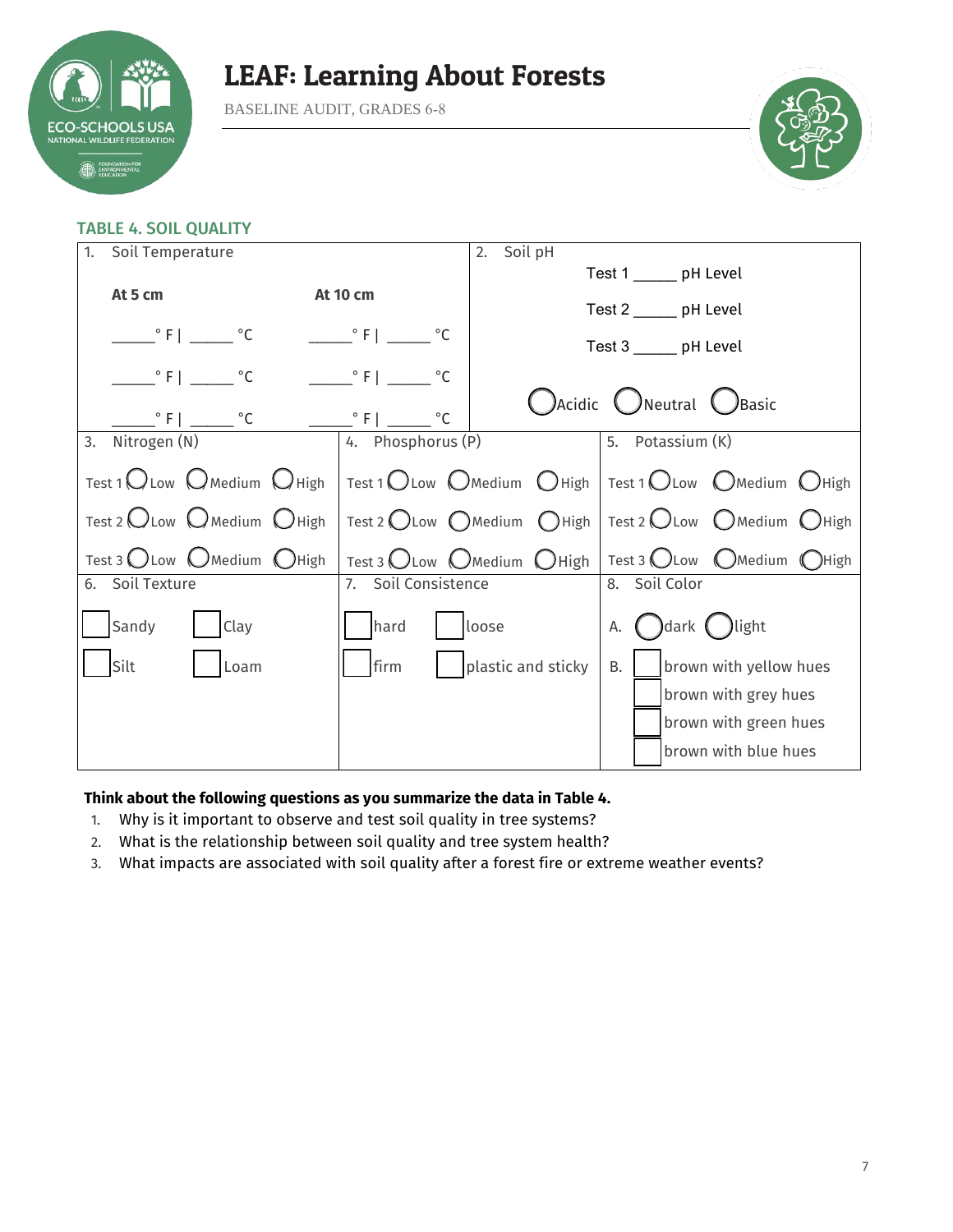# LEAF: Learning About Forests

BASELINE AUDIT, GRADES 6-8

## TABLE 4. SOIL QUALITY

| 1. Soil Temperature | | 2. Soil pH |
|---|---|---|
| **At 5 cm** | **At 10 cm** | Test 1 _____ pH Level |
| _____° F \| _____ °C | _____° F \| _____ °C | Test 2 _____ pH Level |
| _____° F \| _____ °C | _____° F \| _____ °C | Test 3 _____ pH Level |
| _____° F \| _____ °C | _____° F \| _____ °C | ◯ Acidic ◯ Neutral ◯ Basic |

| 3. Nitrogen (N) | 4. Phosphorus (P) | 5. Potassium (K) |
|---|---|---|
| Test 1 ◯ Low ◯ Medium ◯ High | Test 1 ◯ Low ◯ Medium ◯ High | Test 1 ◯ Low ◯ Medium ◯ High |
| Test 2 ◯ Low ◯ Medium ◯ High | Test 2 ◯ Low ◯ Medium ◯ High | Test 2 ◯ Low ◯ Medium ◯ High |
| Test 3 ◯ Low ◯ Medium ◯ High | Test 3 ◯ Low ◯ Medium ◯ High | Test 3 ◯ Low ◯ Medium ◯ High |

| 6. Soil Texture | 7. Soil Consistence | 8. Soil Color |
|---|---|---|
| ☐ Sandy ☐ Clay | ☐ hard ☐ loose | A. ◯ dark ◯ light |
| ☐ Silt ☐ Loam | ☐ firm ☐ plastic and sticky | B. ☐ brown with yellow hues |
| | | ☐ brown with grey hues |
| | | ☐ brown with green hues |
| | | ☐ brown with blue hues |

**Think about the following questions as you summarize the data in Table 4.**

1. Why is it important to observe and test soil quality in tree systems?
2. What is the relationship between soil quality and tree system health?
3. What impacts are associated with soil quality after a forest fire or extreme weather events?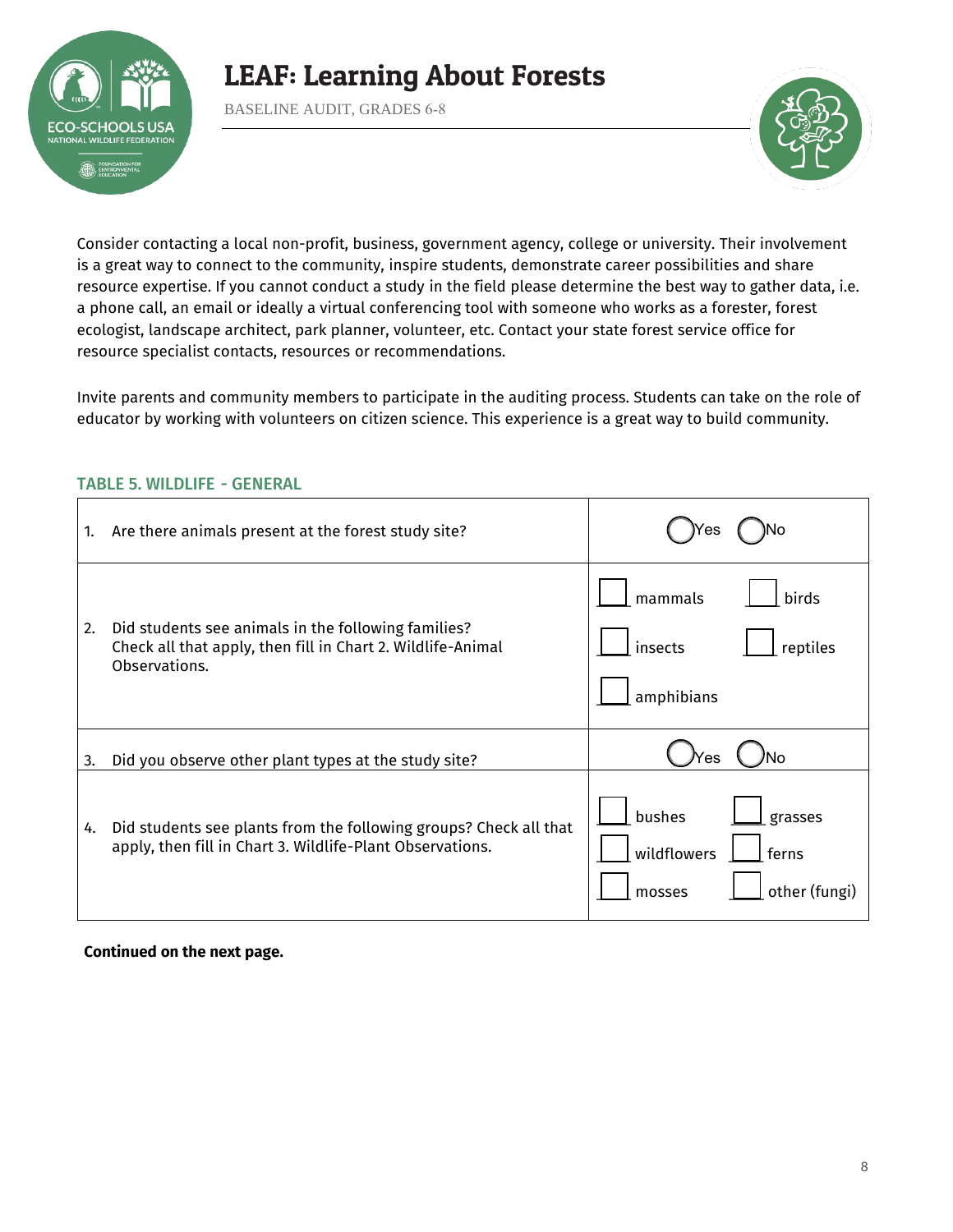Consider contacting a local non-profit, business, government agency, college or university. Their involvement is a great way to connect to the community, inspire students, demonstrate career possibilities and share resource expertise. If you cannot conduct a study in the field please determine the best way to gather data, i.e. a phone call, an email or ideally a virtual conferencing tool with someone who works as a forester, forest ecologist, landscape architect, park planner, volunteer, etc. Contact your state forest service office for resource specialist contacts, resources or recommendations.

Invite parents and community members to participate in the auditing process. Students can take on the role of educator by working with volunteers on citizen science. This experience is a great way to build community.

### TABLE 5. WILDLIFE - GENERAL

| | |
|---|---|
| 1. Are there animals present at the forest study site? | ◯ Yes ◯ No |
| 2. Did students see animals in the following families? Check all that apply, then fill in Chart 2. Wildlife-Animal Observations. | ☐ mammals ☐ birds ☐ insects ☐ reptiles ☐ amphibians |
| 3. Did you observe other plant types at the study site? | ◯ Yes ◯ No |
| 4. Did students see plants from the following groups? Check all that apply, then fill in Chart 3. Wildlife-Plant Observations. | ☐ bushes ☐ grasses ☐ wildflowers ☐ ferns ☐ mosses ☐ other (fungi) |

**Continued on the next page.**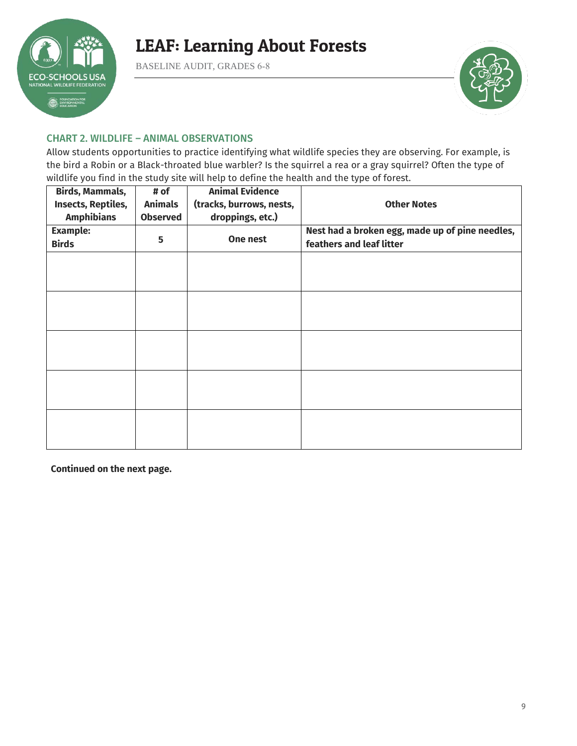# LEAF: Learning About Forests

BASELINE AUDIT, GRADES 6-8

## CHART 2. WILDLIFE – ANIMAL OBSERVATIONS

Allow students opportunities to practice identifying what wildlife species they are observing. For example, is the bird a Robin or a Black-throated blue warbler? Is the squirrel a rea or a gray squirrel? Often the type of wildlife you find in the study site will help to define the health and the type of forest.

| Birds, Mammals, Insects, Reptiles, Amphibians | # of Animals Observed | Animal Evidence (tracks, burrows, nests, droppings, etc.) | Other Notes |
|---|---|---|---|
| **Example: Birds** | **5** | **One nest** | **Nest had a broken egg, made up of pine needles, feathers and leaf litter** |
| | | | |
| | | | |
| | | | |
| | | | |
| | | | |

**Continued on the next page.**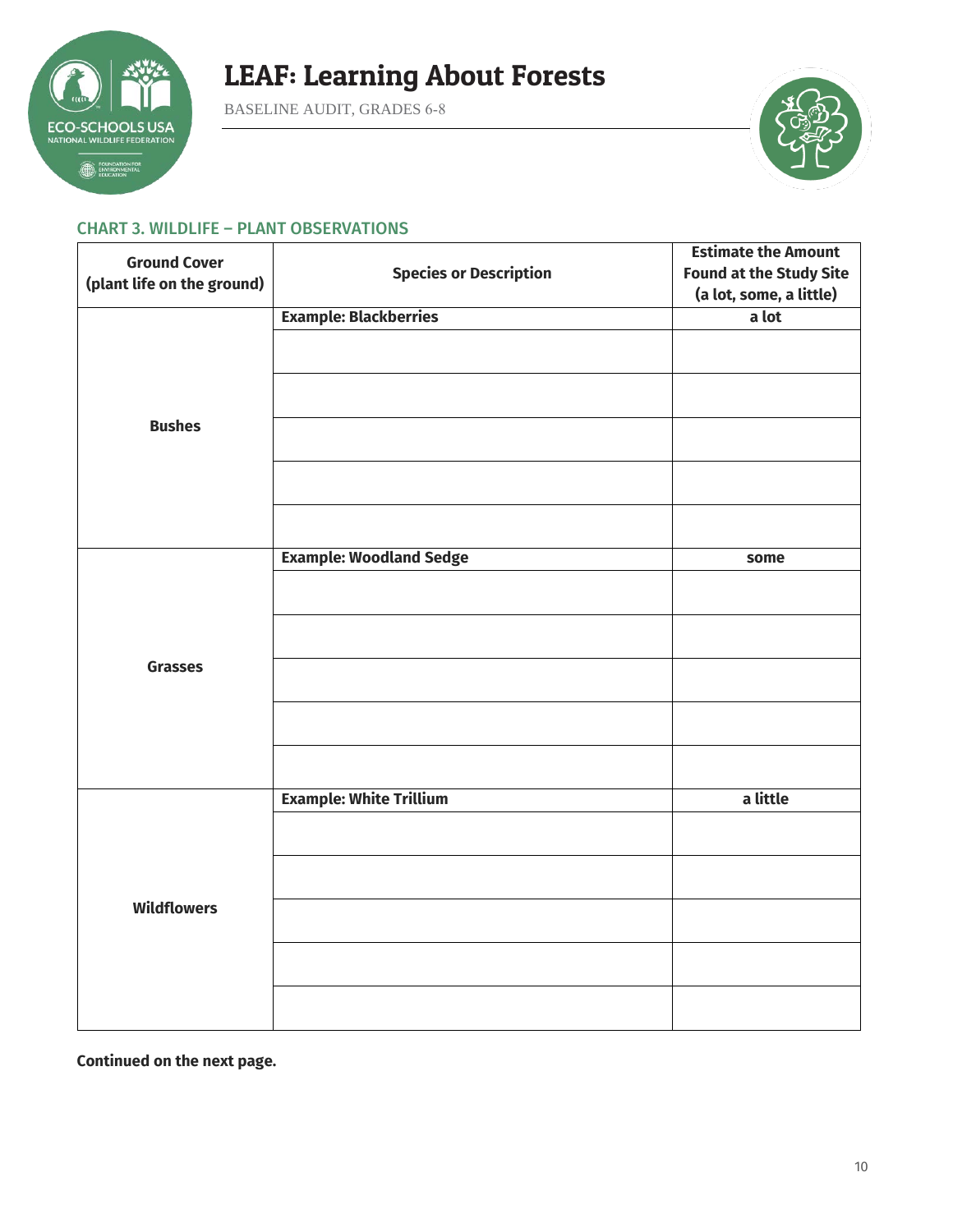# LEAF: Learning About Forests

BASELINE AUDIT, GRADES 6-8

## CHART 3. WILDLIFE – PLANT OBSERVATIONS

| Ground Cover (plant life on the ground) | Species or Description | Estimate the Amount Found at the Study Site (a lot, some, a little) |
|---|---|---|
| Bushes | **Example: Blackberries** | **a lot** |
| | | |
| | | |
| | | |
| | | |
| | | |
| Grasses | **Example: Woodland Sedge** | **some** |
| | | |
| | | |
| | | |
| | | |
| | | |
| Wildflowers | **Example: White Trillium** | **a little** |
| | | |
| | | |
| | | |
| | | |
| | | |

**Continued on the next page.**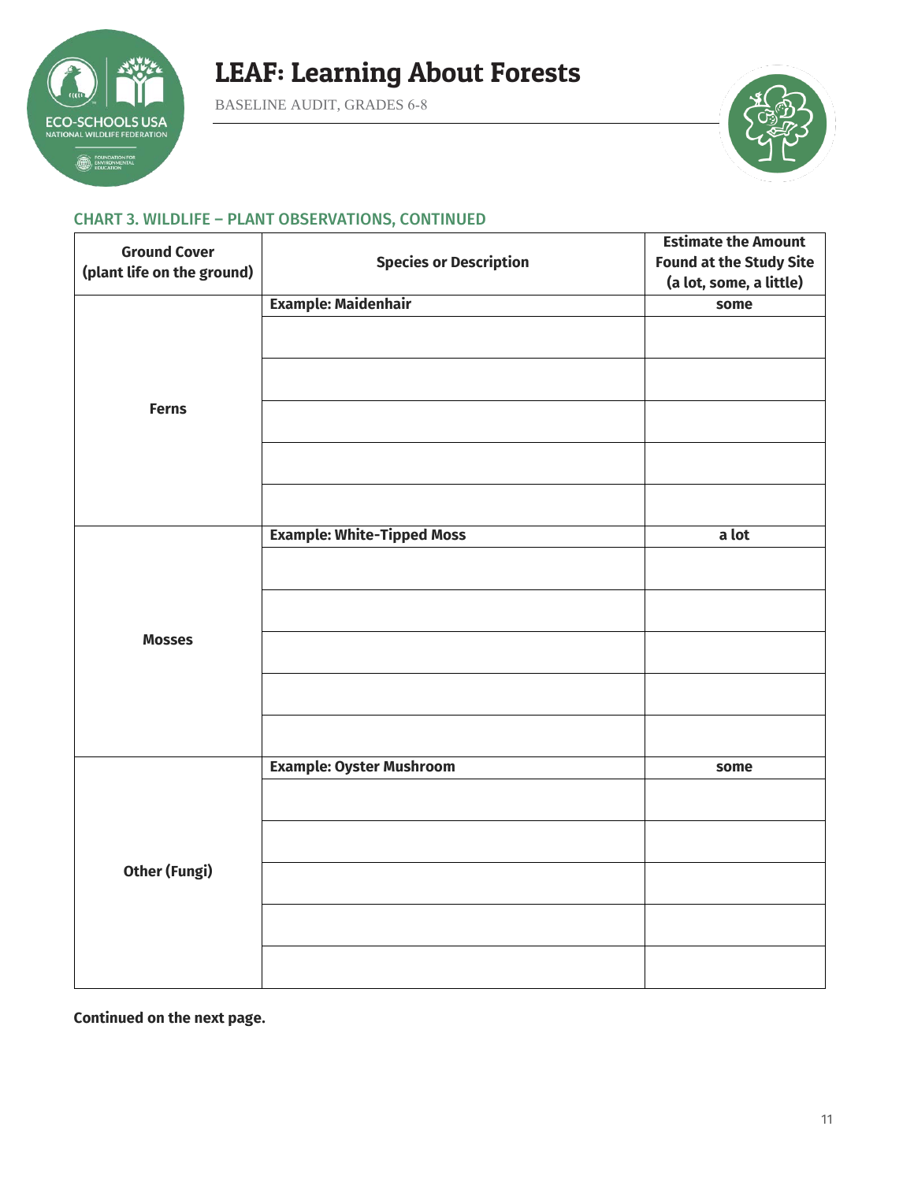# LEAF: Learning About Forests

BASELINE AUDIT, GRADES 6-8

### CHART 3. WILDLIFE – PLANT OBSERVATIONS, CONTINUED

| Ground Cover (plant life on the ground) | Species or Description | Estimate the Amount Found at the Study Site (a lot, some, a little) |
|---|---|---|
| **Ferns** | **Example: Maidenhair** | **some** |
| | | |
| | | |
| | | |
| | | |
| | | |
| **Mosses** | **Example: White-Tipped Moss** | **a lot** |
| | | |
| | | |
| | | |
| | | |
| | | |
| **Other (Fungi)** | **Example: Oyster Mushroom** | **some** |
| | | |
| | | |
| | | |
| | | |
| | | |

**Continued on the next page.**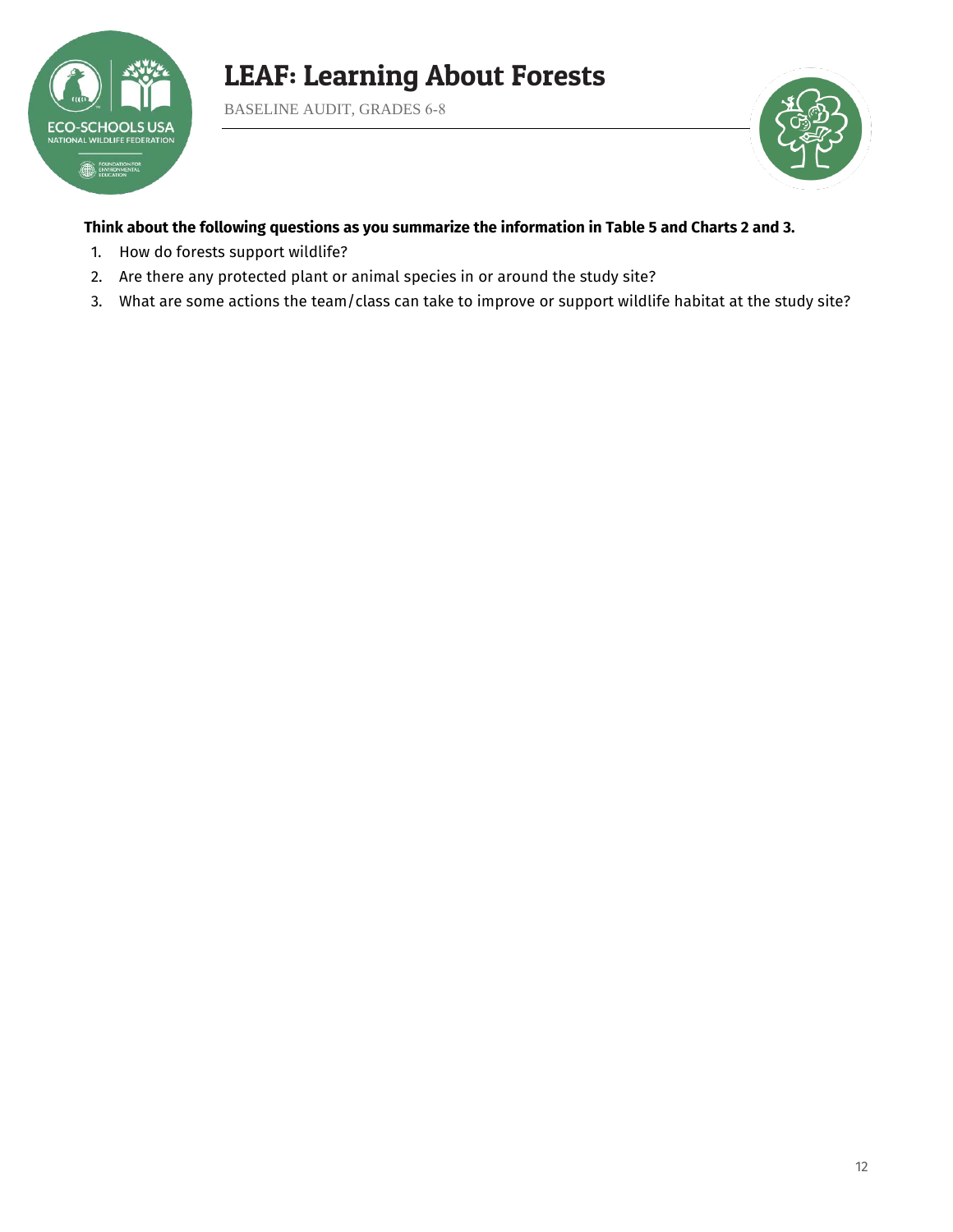**Think about the following questions as you summarize the information in Table 5 and Charts 2 and 3.**

1. How do forests support wildlife?
2. Are there any protected plant or animal species in or around the study site?
3. What are some actions the team/class can take to improve or support wildlife habitat at the study site?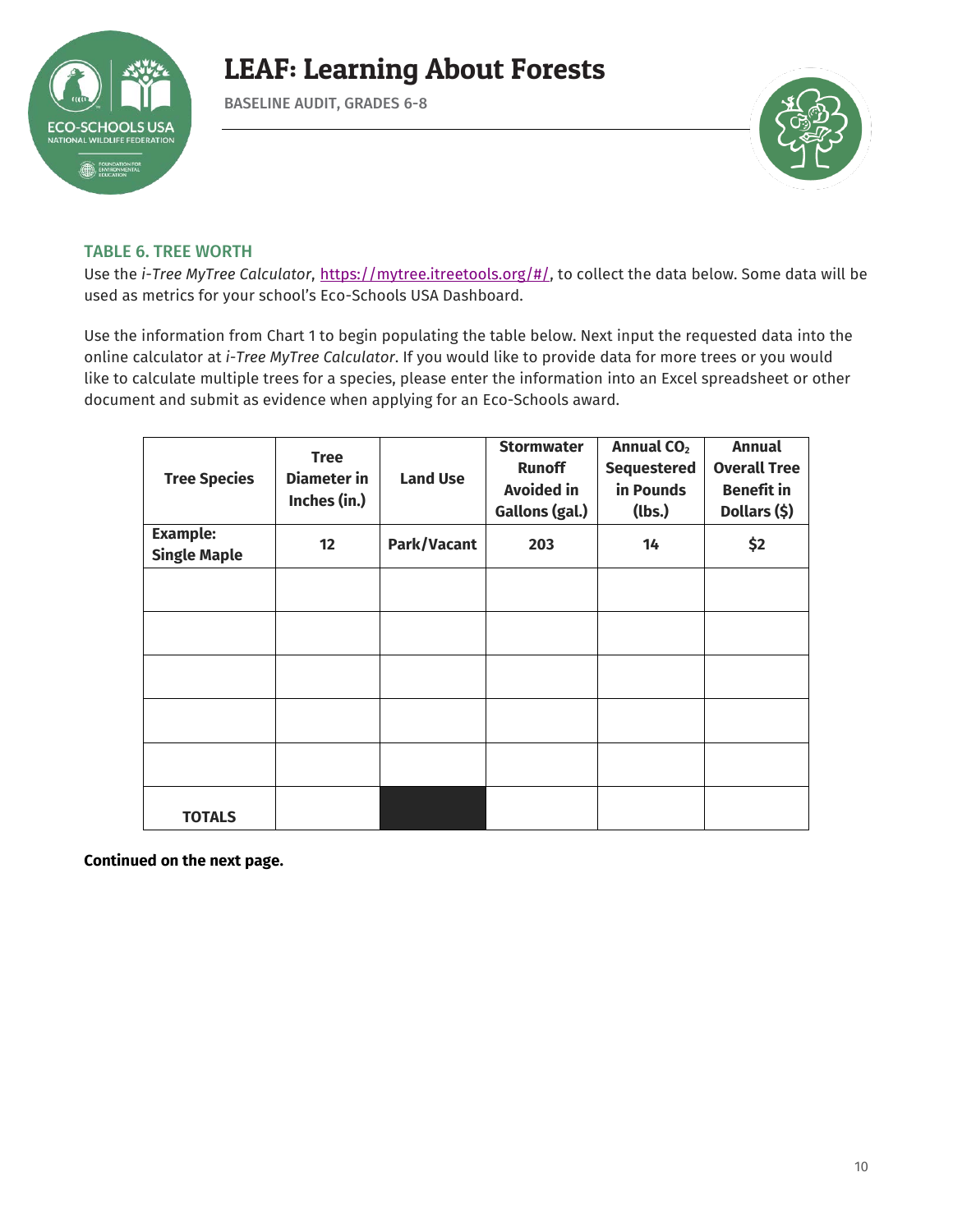### TABLE 6. TREE WORTH

Use the *i-Tree MyTree Calculator*, https://mytree.itreetools.org/#/, to collect the data below. Some data will be used as metrics for your school's Eco-Schools USA Dashboard.

Use the information from Chart 1 to begin populating the table below. Next input the requested data into the online calculator at *i-Tree MyTree Calculator*. If you would like to provide data for more trees or you would like to calculate multiple trees for a species, please enter the information into an Excel spreadsheet or other document and submit as evidence when applying for an Eco-Schools award.

| Tree Species | Tree Diameter in Inches (in.) | Land Use | Stormwater Runoff Avoided in Gallons (gal.) | Annual $CO_2$ Sequestered in Pounds (lbs.) | Annual Overall Tree Benefit in Dollars ($) |
|---|---|---|---|---|---|
| **Example: Single Maple** | **12** | **Park/Vacant** | **203** | **14** | **$2** |
| | | | | | |
| | | | | | |
| | | | | | |
| | | | | | |
| | | | | | |
| **TOTALS** | | | | | |

**Continued on the next page.**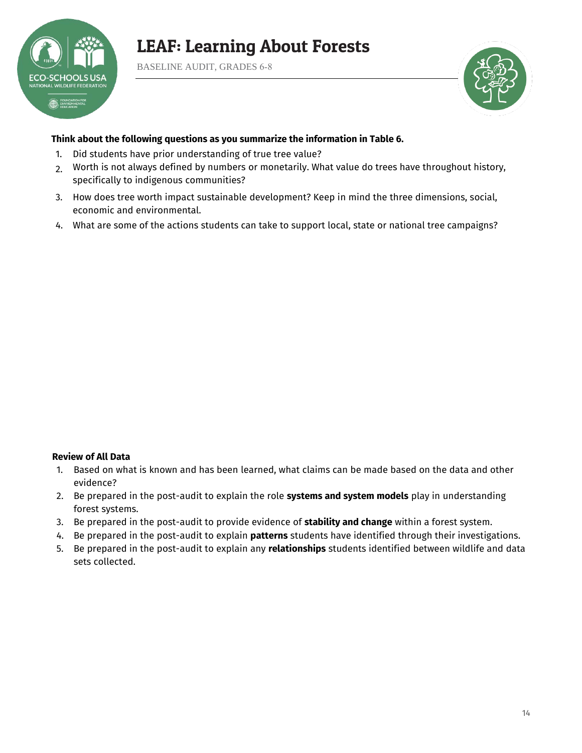**Think about the following questions as you summarize the information in Table 6.**

1. Did students have prior understanding of true tree value?
2. Worth is not always defined by numbers or monetarily. What value do trees have throughout history, specifically to indigenous communities?
3. How does tree worth impact sustainable development? Keep in mind the three dimensions, social, economic and environmental.
4. What are some of the actions students can take to support local, state or national tree campaigns?

**Review of All Data**

1. Based on what is known and has been learned, what claims can be made based on the data and other evidence?
2. Be prepared in the post-audit to explain the role **systems and system models** play in understanding forest systems.
3. Be prepared in the post-audit to provide evidence of **stability and change** within a forest system.
4. Be prepared in the post-audit to explain **patterns** students have identified through their investigations.
5. Be prepared in the post-audit to explain any **relationships** students identified between wildlife and data sets collected.